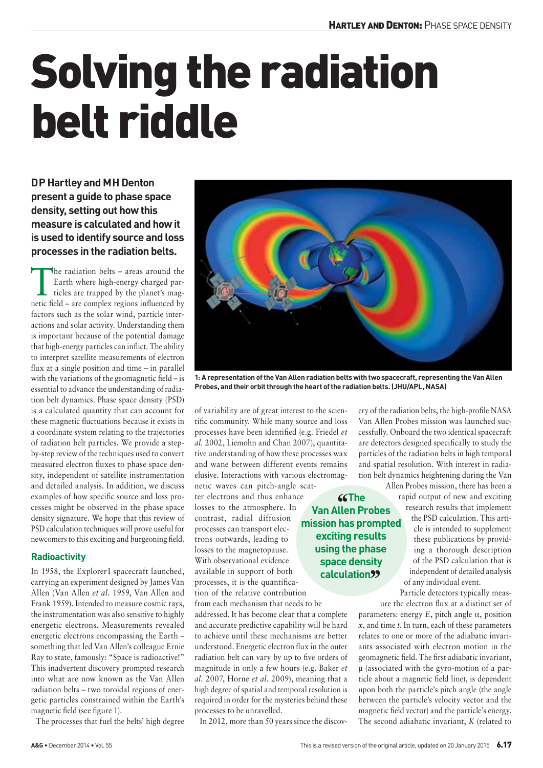# Solving the radiation belt riddle

**DP Hartley and MH Denton present a guide to phase space density, setting out how this measure is calculated and how it is used to identify source and loss processes in the radiation belts.**

The radiation belts – areas around the Earth where high-energy charged particles are trapped by the planet's magnetic field – are complex regions influenced by factors such as the solar wind, particle interactions and solar activity. Understanding them is important because of the potential damage that high-energy particles can inflict. The ability to interpret satellite measurements of electron flux at a single position and time – in parallel with the variations of the geomagnetic field – is essential to advance the understanding of radiation belt dynamics. Phase space density (PSD) is a calculated quantity that can account for these magnetic fluctuations because it exists in a coordinate system relating to the trajectories of radiation belt particles. We provide a step-by-step review of the techniques used to convert measured electron fluxes to phase space density, independent of satellite instrumentation and detailed analysis. In addition, we discuss examples of how specific source and loss processes might be observed in the phase space density signature. We hope that this review of PSD calculation techniques will prove useful for newcomers to this exciting and burgeoning field.

## Radioactivity

In 1958, the Explorer I spacecraft launched, carrying an experiment designed by James Van Allen (Van Allen *et al.* 1959, Van Allen and Frank 1959). Intended to measure cosmic rays, the instrumentation was also sensitive to highly energetic electrons. Measurements revealed energetic electrons encompassing the Earth – something that led Van Allen's colleague Ernie Ray to state, famously: "Space is radioactive!" This inadvertent discovery prompted research into what are now known as the Van Allen radiation belts – two toroidal regions of energetic particles constrained within the Earth's magnetic field (see figure 1).

The processes that fuel the belts' high degree of variability are of great interest to the scientific community. While many source and loss processes have been identified (e.g. Friedel *et al.* 2002, Liemohn and Chan 2007), quantitative understanding of how these processes wax and wane between different events remains elusive. Interactions with various electromagnetic waves can pitch-angle scatter electrons and thus enhance losses to the atmosphere. In contrast, radial diffusion processes can transport electrons outwards, leading to losses to the magnetopause. With observational evidence available in support of both processes, it is the quantification of the relative contribution from each mechanism that needs to be addressed. It has become clear that a complete and accurate predictive capability will be hard to achieve until these mechanisms are better understood. Energetic electron flux in the outer radiation belt can vary by up to five orders of magnitude in only a few hours (e.g. Baker *et al.* 2007, Horne *et al.* 2009), meaning that a high degree of spatial and temporal resolution is required in order for the mysteries behind these processes to be unravelled.

In 2012, more than 50 years since the discovery of the radiation belts, the high-profile NASA Van Allen Probes mission was launched successfully. Onboard the two identical spacecraft are detectors designed specifically to study the particles of the radiation belts in high temporal and spatial resolution. With interest in radiation belt dynamics heightening during the Van Allen Probes mission, there has been a rapid output of new and exciting research results that implement the PSD calculation. This article is intended to supplement these publications by providing a thorough description of the PSD calculation that is independent of detailed analysis of any individual event.

> "The Van Allen Probes mission has prompted exciting results using the phase space density calculation"

Particle detectors typically measure the electron flux at a distinct set of parameters: energy $E$, pitch angle $\alpha$, position $x$, and time $t$. In turn, each of these parameters relates to one or more of the adiabatic invariants associated with electron motion in the geomagnetic field. The first adiabatic invariant, $\mu$ (associated with the gyro-motion of a particle about a magnetic field line), is dependent upon both the particle's pitch angle (the angle between the particle's velocity vector and the magnetic field vector) and the particle's energy. The second adiabatic invariant, $K$ (related to

**1: A representation of the Van Allen radiation belts with two spacecraft, representing the Van Allen Probes, and their orbit through the heart of the radiation belts. (JHU/APL, NASA)**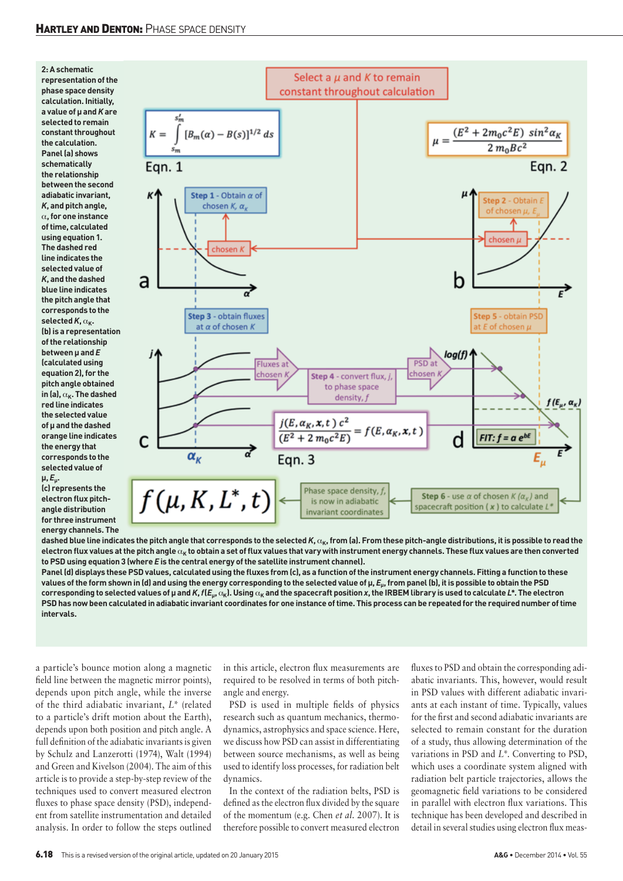**2: A schematic representation of the phase space density calculation. Initially, a value of μ and $K$ are selected to remain constant throughout the calculation. Panel (a) shows schematically the relationship between the second adiabatic invariant, $K$, and pitch angle, $\alpha$, for one instance of time, calculated using equation 1. The dashed red line indicates the selected value of $K$, and the dashed blue line indicates the pitch angle that corresponds to the selected $K$, $\alpha_K$. (b) is a representation of the relationship between μ and $E$ (calculated using equation 2), for the pitch angle obtained in (a), $\alpha_K$. The dashed red line indicates the selected value of μ and the dashed orange line indicates the energy that corresponds to the selected value of μ, $E_\mu$. (c) represents the electron flux pitch-angle distribution for three instrument energy channels. The dashed blue line indicates the pitch angle that corresponds to the selected $K$, $\alpha_K$, from (a). From these pitch-angle distributions, it is possible to read the electron flux values at the pitch angle $\alpha_K$ to obtain a set of flux values that vary with instrument energy channels. These flux values are then converted to PSD using equation 3 (where $E$ is the central energy of the satellite instrument channel). Panel (d) displays these PSD values, calculated using the fluxes from (c), as a function of the instrument energy channels. Fitting a function to these values of the form shown in (d) and using the energy corresponding to the selected value of μ, $E_\mu$, from panel (b), it is possible to obtain the PSD corresponding to selected values of μ and $K$, $f(E_\mu, \alpha_K)$. Using $\alpha_K$ and the spacecraft position $x$, the IRBEM library is used to calculate $L^*$. The electron PSD has now been calculated in adiabatic invariant coordinates for one instance of time. This process can be repeated for the required number of time intervals.**

a particle's bounce motion along a magnetic field line between the magnetic mirror points), depends upon pitch angle, while the inverse of the third adiabatic invariant, $L^*$ (related to a particle's drift motion about the Earth), depends upon both position and pitch angle. A full definition of the adiabatic invariants is given by Schulz and Lanzerotti (1974), Walt (1994) and Green and Kivelson (2004). The aim of this article is to provide a step-by-step review of the techniques used to convert measured electron fluxes to phase space density (PSD), independent from satellite instrumentation and detailed analysis. In order to follow the steps outlined in this article, electron flux measurements are required to be resolved in terms of both pitch-angle and energy.

PSD is used in multiple fields of physics research such as quantum mechanics, thermodynamics, astrophysics and space science. Here, we discuss how PSD can assist in differentiating between source mechanisms, as well as being used to identify loss processes, for radiation belt dynamics.

In the context of the radiation belts, PSD is defined as the electron flux divided by the square of the momentum (e.g. Chen *et al.* 2007). It is therefore possible to convert measured electron fluxes to PSD and obtain the corresponding adiabatic invariants. This, however, would result in PSD values with different adiabatic invariants at each instant of time. Typically, values for the first and second adiabatic invariants are selected to remain constant for the duration of a study, thus allowing determination of the variations in PSD and $L^*$. Converting to PSD, which uses a coordinate system aligned with radiation belt particle trajectories, allows the geomagnetic field variations to be considered in parallel with electron flux variations. This technique has been developed and described in detail in several studies using electron flux meas-

This is a revised version of the original article, updated on 20 January 2015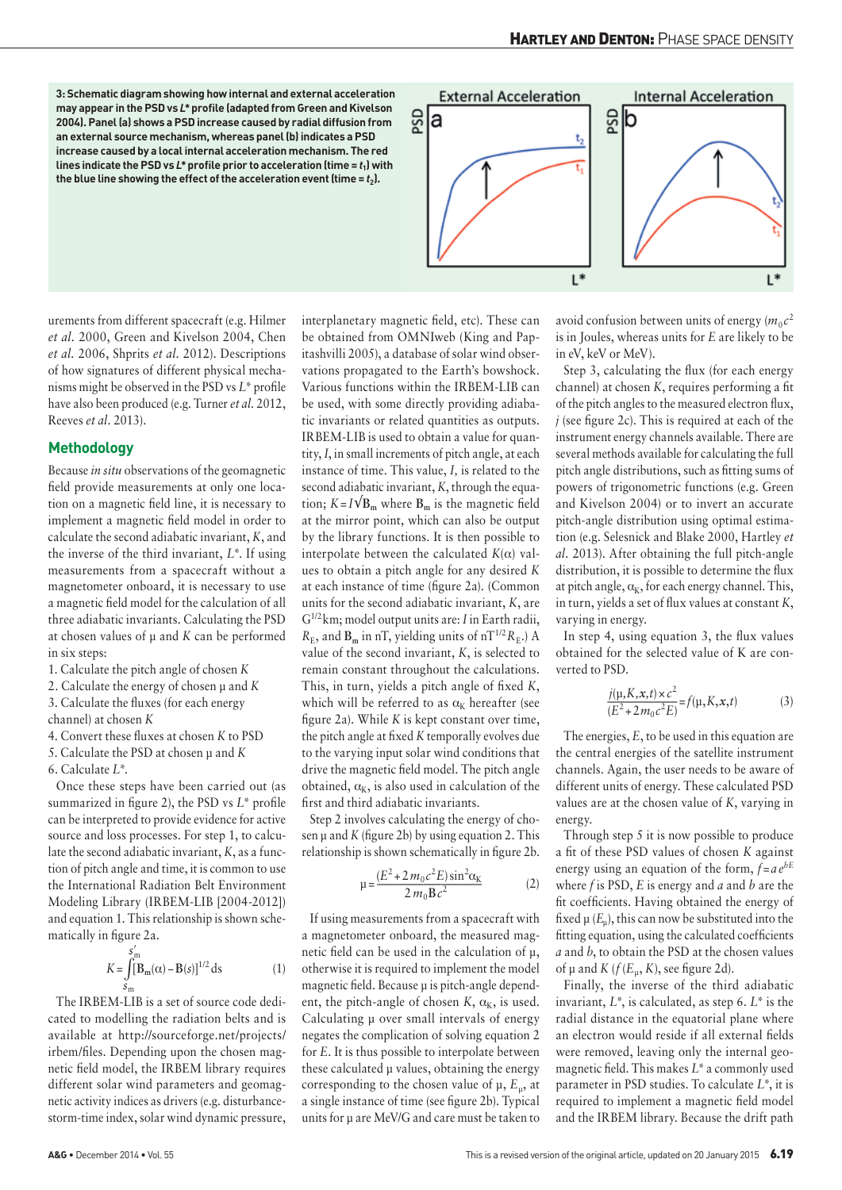**3: Schematic diagram showing how internal and external acceleration may appear in the PSD vs $L^*$ profile (adapted from Green and Kivelson 2004). Panel (a) shows a PSD increase caused by radial diffusion from an external source mechanism, whereas panel (b) indicates a PSD increase caused by a local internal acceleration mechanism. The red lines indicate the PSD vs $L^*$ profile prior to acceleration (time = $t_1$) with the blue line showing the effect of the acceleration event (time = $t_2$).**

urements from different spacecraft (e.g. Hilmer *et al.* 2000, Green and Kivelson 2004, Chen *et al.* 2006, Shprits *et al.* 2012). Descriptions of how signatures of different physical mechanisms might be observed in the PSD vs $L^*$ profile have also been produced (e.g. Turner *et al.* 2012, Reeves *et al.* 2013).

## Methodology

Because *in situ* observations of the geomagnetic field provide measurements at only one location on a magnetic field line, it is necessary to implement a magnetic field model in order to calculate the second adiabatic invariant, $K$, and the inverse of the third invariant, $L^*$. If using measurements from a spacecraft without a magnetometer onboard, it is necessary to use a magnetic field model for the calculation of all three adiabatic invariants. Calculating the PSD at chosen values of μ and $K$ can be performed in six steps:

1. Calculate the pitch angle of chosen $K$
2. Calculate the energy of chosen μ and $K$
3. Calculate the fluxes (for each energy channel) at chosen $K$
4. Convert these fluxes at chosen $K$ to PSD
5. Calculate the PSD at chosen μ and $K$
6. Calculate $L^*$.

Once these steps have been carried out (as summarized in figure 2), the PSD vs $L^*$ profile can be interpreted to provide evidence for active source and loss processes. For step 1, to calculate the second adiabatic invariant, $K$, as a function of pitch angle and time, it is common to use the International Radiation Belt Environment Modeling Library (IRBEM-LIB [2004-2012]) and equation 1. This relationship is shown schematically in figure 2a.

$$K = \int_{s_m}^{s'_m} [\mathbf{B}_m(\alpha) - \mathbf{B}(s)]^{1/2} \, ds \qquad (1)$$

The IRBEM-LIB is a set of source code dedicated to modelling the radiation belts and is available at http://sourceforge.net/projects/irbem/files. Depending upon the chosen magnetic field model, the IRBEM library requires different solar wind parameters and geomagnetic activity indices as drivers (e.g. disturbance-storm-time index, solar wind dynamic pressure, interplanetary magnetic field, etc). These can be obtained from OMNIweb (King and Papitashvilli 2005), a database of solar wind observations propagated to the Earth's bowshock. Various functions within the IRBEM-LIB can be used, with some directly providing adiabatic invariants or related quantities as outputs. IRBEM-LIB is used to obtain a value for quantity, $I$, in small increments of pitch angle, at each instance of time. This value, $I$, is related to the second adiabatic invariant, $K$, through the equation; $K = I\sqrt{\mathbf{B}_m}$ where $\mathbf{B}_m$ is the magnetic field at the mirror point, which can also be output by the library functions. It is then possible to interpolate between the calculated $K(\alpha)$ values to obtain a pitch angle for any desired $K$ at each instance of time (figure 2a). (Common units for the second adiabatic invariant, $K$, are $\mathrm{G^{1/2}km}$; model output units are: $I$ in Earth radii, $R_E$, and $\mathbf{B}_m$ in nT, yielding units of $\mathrm{nT^{1/2}}R_E$.) A value of the second invariant, $K$, is selected to remain constant throughout the calculations. This, in turn, yields a pitch angle of fixed $K$, which will be referred to as $\alpha_K$ hereafter (see figure 2a). While $K$ is kept constant over time, the pitch angle at fixed $K$ temporally evolves due to the varying input solar wind conditions that drive the magnetic field model. The pitch angle obtained, $\alpha_K$, is also used in calculation of the first and third adiabatic invariants.

Step 2 involves calculating the energy of chosen μ and $K$ (figure 2b) by using equation 2. This relationship is shown schematically in figure 2b.

$$\mu = \frac{(E^2 + 2m_0c^2E)\sin^2\alpha_K}{2m_0\mathbf{B}c^2} \qquad (2)$$

If using measurements from a spacecraft with a magnetometer onboard, the measured magnetic field can be used in the calculation of μ, otherwise it is required to implement the model magnetic field. Because μ is pitch-angle dependent, the pitch-angle of chosen $K$, $\alpha_K$, is used. Calculating μ over small intervals of energy negates the complication of solving equation 2 for $E$. It is thus possible to interpolate between these calculated μ values, obtaining the energy corresponding to the chosen value of μ, $E_\mu$, at a single instance of time (see figure 2b). Typical units for μ are MeV/G and care must be taken to avoid confusion between units of energy ($m_0c^2$ is in Joules, whereas units for $E$ are likely to be in eV, keV or MeV).

Step 3, calculating the flux (for each energy channel) at chosen $K$, requires performing a fit of the pitch angles to the measured electron flux, $j$ (see figure 2c). This is required at each of the instrument energy channels available. There are several methods available for calculating the full pitch angle distributions, such as fitting sums of powers of trigonometric functions (e.g. Green and Kivelson 2004) or to invert an accurate pitch-angle distribution using optimal estimation (e.g. Selesnick and Blake 2000, Hartley *et al.* 2013). After obtaining the full pitch-angle distribution, it is possible to determine the flux at pitch angle, $\alpha_K$, for each energy channel. This, in turn, yields a set of flux values at constant $K$, varying in energy.

In step 4, using equation 3, the flux values obtained for the selected value of K are converted to PSD.

$$\frac{j(\mu, K, x, t) \times c^2}{(E^2 + 2m_0c^2E)} = f(\mu, K, x, t) \qquad (3)$$

The energies, $E$, to be used in this equation are the central energies of the satellite instrument channels. Again, the user needs to be aware of different units of energy. These calculated PSD values are at the chosen value of $K$, varying in energy.

Through step 5 it is now possible to produce a fit of these PSD values of chosen $K$ against energy using an equation of the form, $f = a\,e^{bE}$ where $f$ is PSD, $E$ is energy and $a$ and $b$ are the fit coefficients. Having obtained the energy of fixed μ ($E_\mu$), this can now be substituted into the fitting equation, using the calculated coefficients $a$ and $b$, to obtain the PSD at the chosen values of μ and $K$ ($f(E_\mu, K)$, see figure 2d).

Finally, the inverse of the third adiabatic invariant, $L^*$, is calculated, as step 6. $L^*$ is the radial distance in the equatorial plane where an electron would reside if all external fields were removed, leaving only the internal geomagnetic field. This makes $L^*$ a commonly used parameter in PSD studies. To calculate $L^*$, it is required to implement a magnetic field model and the IRBEM library. Because the drift path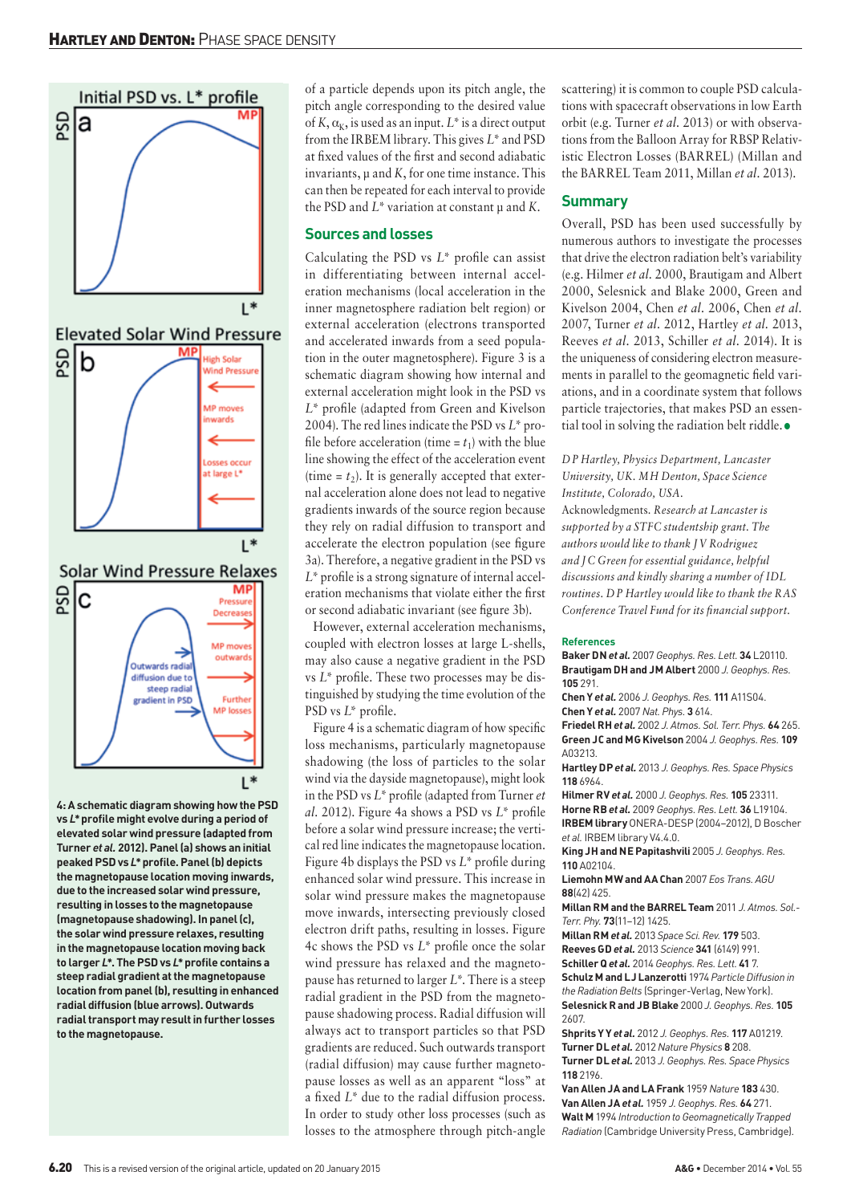Initial PSD vs. L* profile

PSD

a

MP

L*

Elevated Solar Wind Pressure

PSD

b

MP

High Solar Wind Pressure

MP moves inwards

Losses occur at large L*

L*

Solar Wind Pressure Relaxes

PSD

c

MP

Pressure Decreases

MP moves outwards

Outwards radial diffusion due to steep radial gradient in PSD

Further MP losses

L*

**4: A schematic diagram showing how the PSD vs $L^*$ profile might evolve during a period of elevated solar wind pressure (adapted from Turner *et al.* 2012). Panel (a) shows an initial peaked PSD vs $L^*$ profile. Panel (b) depicts the magnetopause location moving inwards, due to the increased solar wind pressure, resulting in losses to the magnetopause (magnetopause shadowing). In panel (c), the solar wind pressure relaxes, resulting in the magnetopause location moving back to larger $L^*$. The PSD vs $L^*$ profile contains a steep radial gradient at the magnetopause location from panel (b), resulting in enhanced radial diffusion (blue arrows). Outwards radial transport may result in further losses to the magnetopause.**

of a particle depends upon its pitch angle, the pitch angle corresponding to the desired value of $K$, $\alpha_K$, is used as an input. $L^*$ is a direct output from the IRBEM library. This gives $L^*$ and PSD at fixed values of the first and second adiabatic invariants, $\mu$ and $K$, for one time instance. This can then be repeated for each interval to provide the PSD and $L^*$ variation at constant $\mu$ and $K$.

## Sources and losses

Calculating the PSD vs $L^*$ profile can assist in differentiating between internal acceleration mechanisms (local acceleration in the inner magnetosphere radiation belt region) or external acceleration (electrons transported and accelerated inwards from a seed population in the outer magnetosphere). Figure 3 is a schematic diagram showing how internal and external acceleration might look in the PSD vs $L^*$ profile (adapted from Green and Kivelson 2004). The red lines indicate the PSD vs $L^*$ profile before acceleration (time = $t_1$) with the blue line showing the effect of the acceleration event (time = $t_2$). It is generally accepted that external acceleration alone does not lead to negative gradients inwards of the source region because they rely on radial diffusion to transport and accelerate the electron population (see figure 3a). Therefore, a negative gradient in the PSD vs $L^*$ profile is a strong signature of internal acceleration mechanisms that violate either the first or second adiabatic invariant (see figure 3b).

However, external acceleration mechanisms, coupled with electron losses at large L-shells, may also cause a negative gradient in the PSD vs $L^*$ profile. These two processes may be distinguished by studying the time evolution of the PSD vs $L^*$ profile.

Figure 4 is a schematic diagram of how specific loss mechanisms, particularly magnetopause shadowing (the loss of particles to the solar wind via the dayside magnetopause), might look in the PSD vs $L^*$ profile (adapted from Turner *et al.* 2012). Figure 4a shows a PSD vs $L^*$ profile before a solar wind pressure increase; the vertical red line indicates the magnetopause location. Figure 4b displays the PSD vs $L^*$ profile during enhanced solar wind pressure. This increase in solar wind pressure makes the magnetopause move inwards, intersecting previously closed electron drift paths, resulting in losses. Figure 4c shows the PSD vs $L^*$ profile once the solar wind pressure has relaxed and the magnetopause has returned to larger $L^*$. There is a steep radial gradient in the PSD from the magnetopause shadowing process. Radial diffusion will always act to transport particles so that PSD gradients are reduced. Such outwards transport (radial diffusion) may cause further magnetopause losses as well as an apparent "loss" at a fixed $L^*$ due to the radial diffusion process. In order to study other loss processes (such as losses to the atmosphere through pitch-angle scattering) it is common to couple PSD calculations with spacecraft observations in low Earth orbit (e.g. Turner *et al.* 2013) or with observations from the Balloon Array for RBSP Relativistic Electron Losses (BARREL) (Millan and the BARREL Team 2011, Millan *et al.* 2013).

## Summary

Overall, PSD has been used successfully by numerous authors to investigate the processes that drive the electron radiation belt's variability (e.g. Hilmer *et al.* 2000, Brautigam and Albert 2000, Selesnick and Blake 2000, Green and Kivelson 2004, Chen *et al.* 2006, Chen *et al.* 2007, Turner *et al.* 2012, Hartley *et al.* 2013, Reeves *et al.* 2013, Schiller *et al.* 2014). It is the uniqueness of considering electron measurements in parallel to the geomagnetic field variations, and in a coordinate system that follows particle trajectories, that makes PSD an essential tool in solving the radiation belt riddle. ●

*D P Hartley, Physics Department, Lancaster University, UK. M H Denton, Space Science Institute, Colorado, USA.*

Acknowledgments. *Research at Lancaster is supported by a STFC studentship grant. The authors would like to thank J V Rodriguez and J C Green for essential guidance, helpful discussions and kindly sharing a number of IDL routines. D P Hartley would like to thank the RAS Conference Travel Fund for its financial support.*

### References

**Baker DN *et al.*** 2007 *Geophys. Res. Lett.* **34** L20110.
**Brautigam DH and JM Albert** 2000 *J. Geophys. Res.* **105** 291.
**Chen Y *et al.*** 2006 *J. Geophys. Res.* **111** A11S04.
**Chen Y *et al.*** 2007 *Nat. Phys.* **3** 614.
**Friedel RH *et al.*** 2002 *J. Atmos. Sol. Terr. Phys.* **64** 265.
**Green JC and MG Kivelson** 2004 *J. Geophys. Res.* **109** A03213.
**Hartley DP *et al.*** 2013 *J. Geophys. Res. Space Physics* **118** 6964.
**Hilmer RV *et al.*** 2000 *J. Geophys. Res.* **105** 23311.
**Horne RB *et al.*** 2009 *Geophys. Res. Lett.* **36** L19104.
**IRBEM library** ONERA-DESP (2004–2012), D Boscher *et al.* IRBEM library V4.4.0.
**King JH and NE Papitashvili** 2005 *J. Geophys. Res.* **110** A02104.
**Liemohn MW and AA Chan** 2007 *Eos Trans. AGU* **88**(42) 425.
**Millan RM and the BARREL Team** 2011 *J. Atmos. Sol.-Terr. Phy.* **73**(11–12) 1425.
**Millan RM *et al.*** 2013 *Space Sci. Rev.* **179** 503.
**Reeves GD *et al.*** 2013 *Science* **341** (6149) 991.
**Schiller Q *et al.*** 2014 *Geophys. Res. Lett.* **41** 7.
**Schulz M and LJ Lanzerotti** 1974 *Particle Diffusion in the Radiation Belts* (Springer-Verlag, New York).
**Selesnick R and JB Blake** 2000 *J. Geophys. Res.* **105** 2607.
**Shprits YY *et al.*** 2012 *J. Geophys. Res.* **117** A01219.
**Turner DL *et al.*** 2012 *Nature Physics* **8** 208.
**Turner DL *et al.*** 2013 *J. Geophys. Res. Space Physics* **118** 2196.
**Van Allen JA and LA Frank** 1959 *Nature* **183** 430.
**Van Allen JA *et al.*** 1959 *J. Geophys. Res.* **64** 271.
**Walt M** 1994 *Introduction to Geomagnetically Trapped Radiation* (Cambridge University Press, Cambridge).

This is a revised version of the original article, updated on 20 January 2015